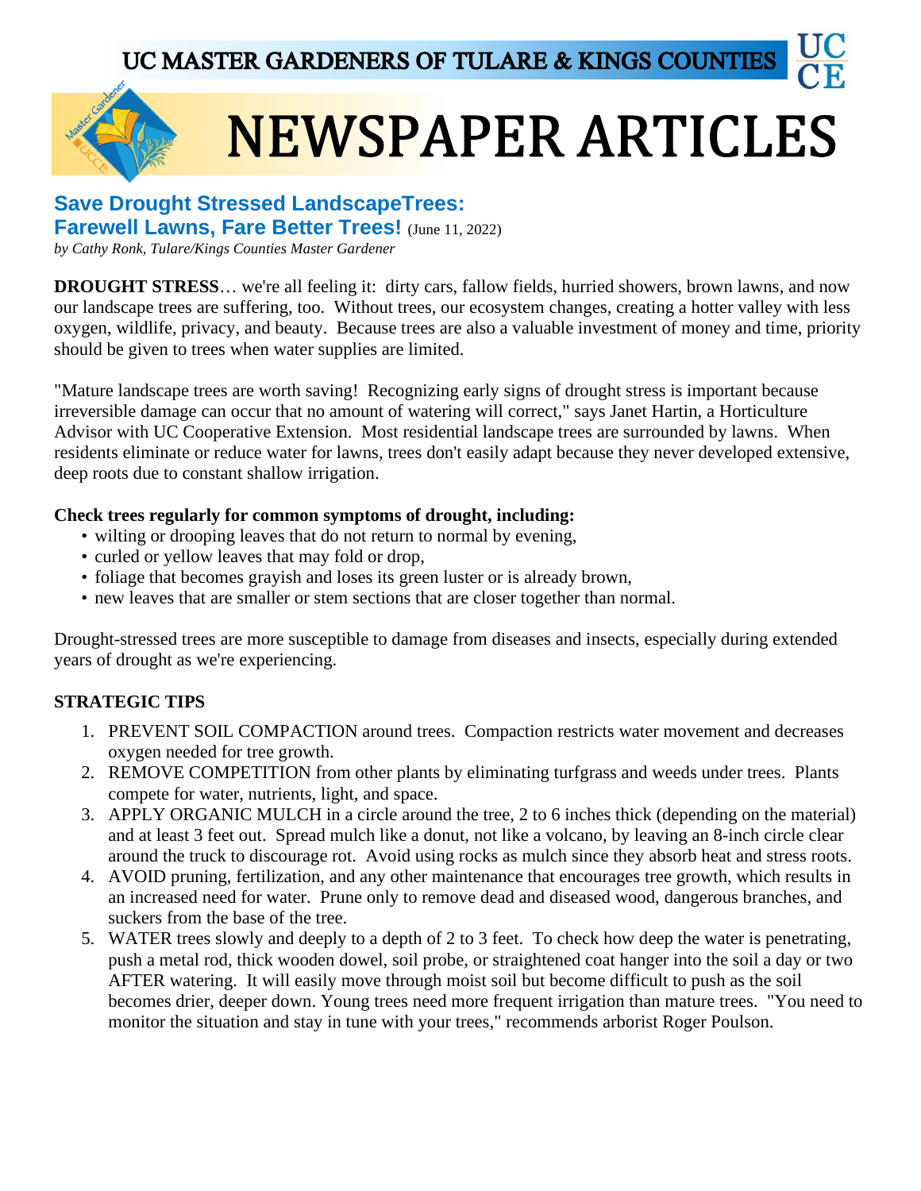UC MASTER GARDENERS OF TULARE & KINGS COUNTIES

# NEWSPAPER ARTICLES

## Save Drought Stressed LandscapeTrees: Farewell Lawns, Fare Better Trees! (June 11, 2022)

*by Cathy Ronk, Tulare/Kings Counties Master Gardener*

**DROUGHT STRESS**… we're all feeling it: dirty cars, fallow fields, hurried showers, brown lawns, and now our landscape trees are suffering, too. Without trees, our ecosystem changes, creating a hotter valley with less oxygen, wildlife, privacy, and beauty. Because trees are also a valuable investment of money and time, priority should be given to trees when water supplies are limited.

"Mature landscape trees are worth saving! Recognizing early signs of drought stress is important because irreversible damage can occur that no amount of watering will correct," says Janet Hartin, a Horticulture Advisor with UC Cooperative Extension. Most residential landscape trees are surrounded by lawns. When residents eliminate or reduce water for lawns, trees don't easily adapt because they never developed extensive, deep roots due to constant shallow irrigation.

**Check trees regularly for common symptoms of drought, including:**

- wilting or drooping leaves that do not return to normal by evening,
- curled or yellow leaves that may fold or drop,
- foliage that becomes grayish and loses its green luster or is already brown,
- new leaves that are smaller or stem sections that are closer together than normal.

Drought-stressed trees are more susceptible to damage from diseases and insects, especially during extended years of drought as we're experiencing.

**STRATEGIC TIPS**

1. PREVENT SOIL COMPACTION around trees. Compaction restricts water movement and decreases oxygen needed for tree growth.
2. REMOVE COMPETITION from other plants by eliminating turfgrass and weeds under trees. Plants compete for water, nutrients, light, and space.
3. APPLY ORGANIC MULCH in a circle around the tree, 2 to 6 inches thick (depending on the material) and at least 3 feet out. Spread mulch like a donut, not like a volcano, by leaving an 8-inch circle clear around the truck to discourage rot. Avoid using rocks as mulch since they absorb heat and stress roots.
4. AVOID pruning, fertilization, and any other maintenance that encourages tree growth, which results in an increased need for water. Prune only to remove dead and diseased wood, dangerous branches, and suckers from the base of the tree.
5. WATER trees slowly and deeply to a depth of 2 to 3 feet. To check how deep the water is penetrating, push a metal rod, thick wooden dowel, soil probe, or straightened coat hanger into the soil a day or two AFTER watering. It will easily move through moist soil but become difficult to push as the soil becomes drier, deeper down. Young trees need more frequent irrigation than mature trees. "You need to monitor the situation and stay in tune with your trees," recommends arborist Roger Poulson.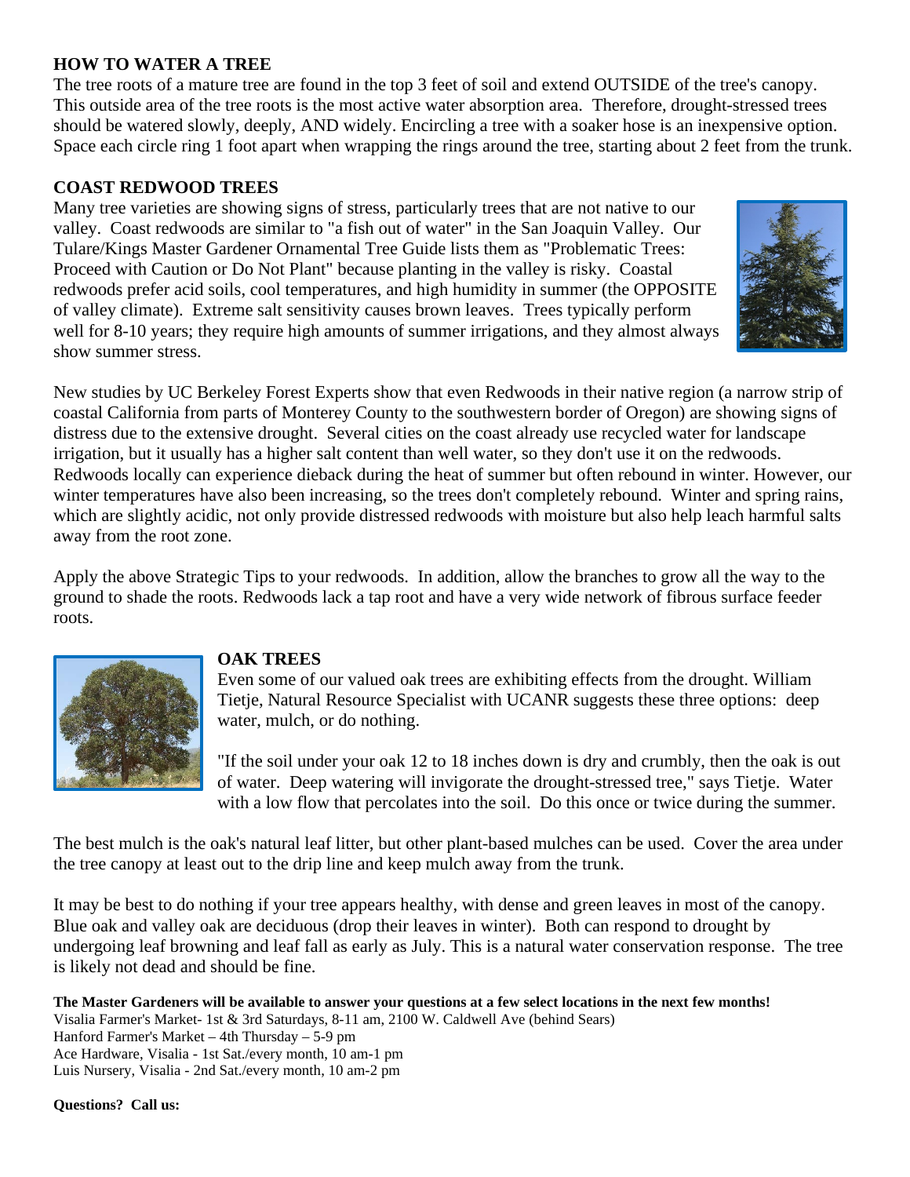## HOW TO WATER A TREE

The tree roots of a mature tree are found in the top 3 feet of soil and extend OUTSIDE of the tree's canopy. This outside area of the tree roots is the most active water absorption area. Therefore, drought-stressed trees should be watered slowly, deeply, AND widely. Encircling a tree with a soaker hose is an inexpensive option. Space each circle ring 1 foot apart when wrapping the rings around the tree, starting about 2 feet from the trunk.

## COAST REDWOOD TREES

Many tree varieties are showing signs of stress, particularly trees that are not native to our valley. Coast redwoods are similar to "a fish out of water" in the San Joaquin Valley. Our Tulare/Kings Master Gardener Ornamental Tree Guide lists them as "Problematic Trees: Proceed with Caution or Do Not Plant" because planting in the valley is risky. Coastal redwoods prefer acid soils, cool temperatures, and high humidity in summer (the OPPOSITE of valley climate). Extreme salt sensitivity causes brown leaves. Trees typically perform well for 8-10 years; they require high amounts of summer irrigations, and they almost always show summer stress.

New studies by UC Berkeley Forest Experts show that even Redwoods in their native region (a narrow strip of coastal California from parts of Monterey County to the southwestern border of Oregon) are showing signs of distress due to the extensive drought. Several cities on the coast already use recycled water for landscape irrigation, but it usually has a higher salt content than well water, so they don't use it on the redwoods. Redwoods locally can experience dieback during the heat of summer but often rebound in winter. However, our winter temperatures have also been increasing, so the trees don't completely rebound. Winter and spring rains, which are slightly acidic, not only provide distressed redwoods with moisture but also help leach harmful salts away from the root zone.

Apply the above Strategic Tips to your redwoods. In addition, allow the branches to grow all the way to the ground to shade the roots. Redwoods lack a tap root and have a very wide network of fibrous surface feeder roots.

## OAK TREES

Even some of our valued oak trees are exhibiting effects from the drought. William Tietje, Natural Resource Specialist with UCANR suggests these three options: deep water, mulch, or do nothing.

"If the soil under your oak 12 to 18 inches down is dry and crumbly, then the oak is out of water. Deep watering will invigorate the drought-stressed tree," says Tietje. Water with a low flow that percolates into the soil. Do this once or twice during the summer.

The best mulch is the oak's natural leaf litter, but other plant-based mulches can be used. Cover the area under the tree canopy at least out to the drip line and keep mulch away from the trunk.

It may be best to do nothing if your tree appears healthy, with dense and green leaves in most of the canopy. Blue oak and valley oak are deciduous (drop their leaves in winter). Both can respond to drought by undergoing leaf browning and leaf fall as early as July. This is a natural water conservation response. The tree is likely not dead and should be fine.

**The Master Gardeners will be available to answer your questions at a few select locations in the next few months!**

Visalia Farmer's Market- 1st & 3rd Saturdays, 8-11 am, 2100 W. Caldwell Ave (behind Sears)
Hanford Farmer's Market – 4th Thursday – 5-9 pm
Ace Hardware, Visalia - 1st Sat./every month, 10 am-1 pm
Luis Nursery, Visalia - 2nd Sat./every month, 10 am-2 pm

**Questions? Call us:**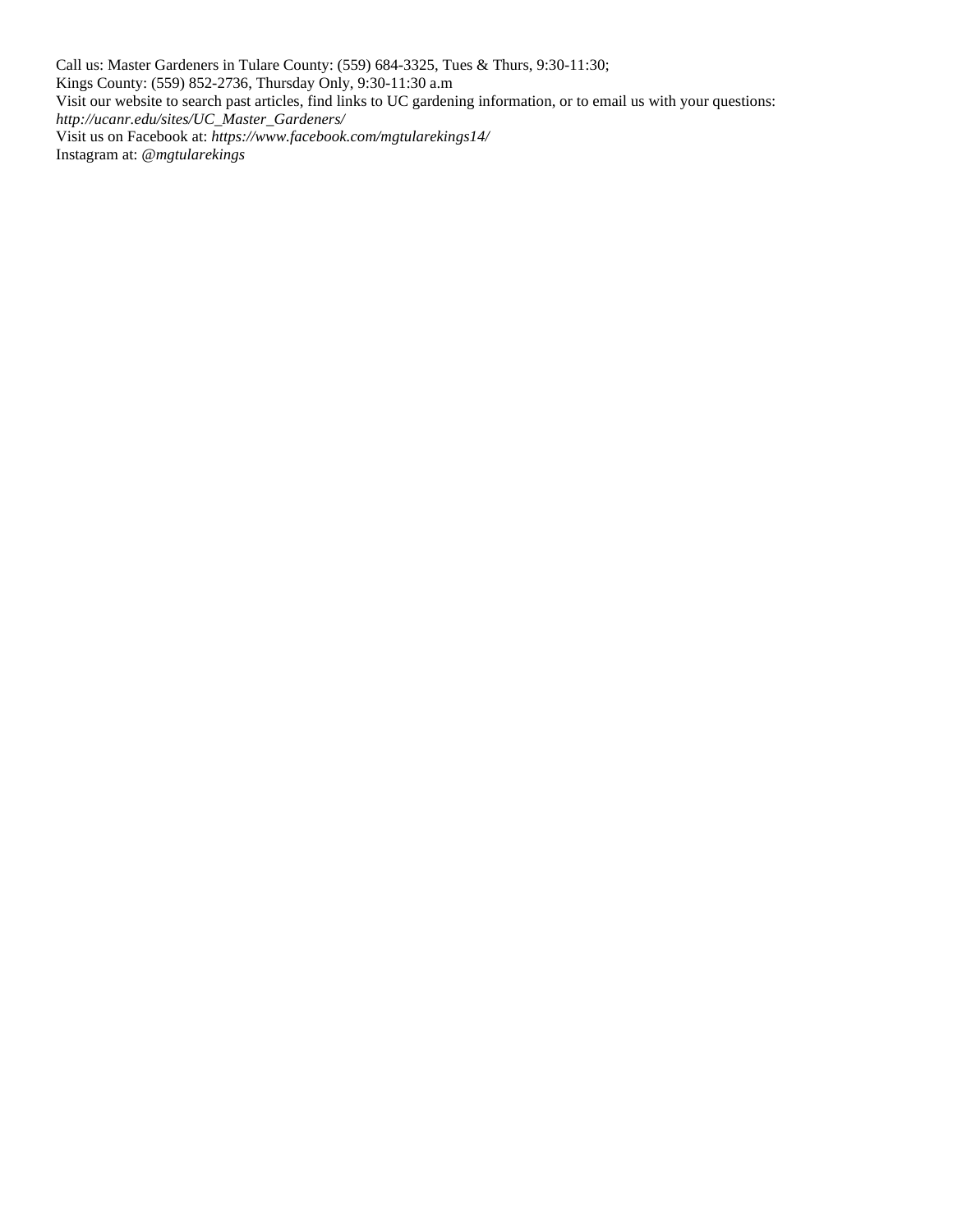Call us: Master Gardeners in Tulare County: (559) 684-3325, Tues & Thurs, 9:30-11:30;
Kings County: (559) 852-2736, Thursday Only, 9:30-11:30 a.m
Visit our website to search past articles, find links to UC gardening information, or to email us with your questions:
*http://ucanr.edu/sites/UC_Master_Gardeners/*
Visit us on Facebook at: *https://www.facebook.com/mgtularekings14/*
Instagram at: *@mgtularekings*